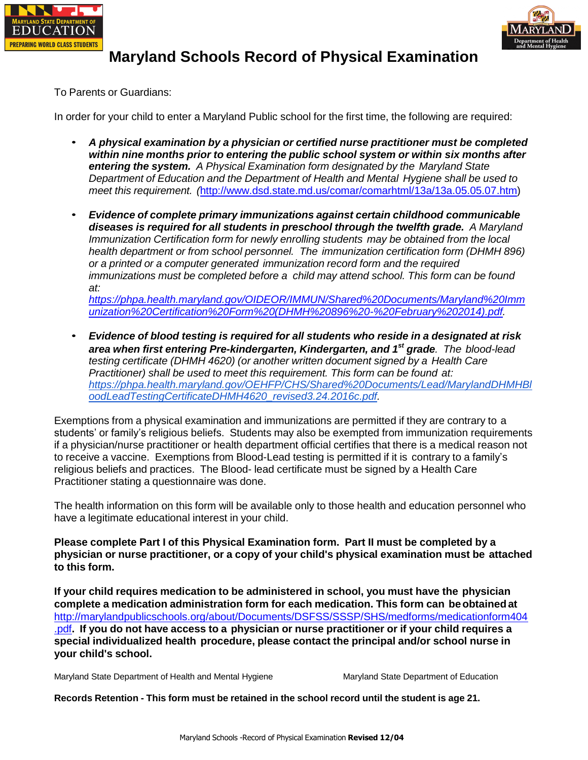# Maryland Schools Record of Physical Examination

To Parents or Guardians:

In order for your child to enter a Maryland Public school for the first time, the following are required:

- ***A physical examination by a physician or certified nurse practitioner must be completed within nine months prior to entering the public school system or within six months after entering the system.*** *A Physical Examination form designated by the Maryland State Department of Education and the Department of Health and Mental Hygiene shall be used to meet this requirement. (*http://www.dsd.state.md.us/comar/comarhtml/13a/13a.05.05.07.htm)

- ***Evidence of complete primary immunizations against certain childhood communicable diseases is required for all students in preschool through the twelfth grade.*** *A Maryland Immunization Certification form for newly enrolling students may be obtained from the local health department or from school personnel. The immunization certification form (DHMH 896) or a printed or a computer generated immunization record form and the required immunizations must be completed before a child may attend school. This form can be found at: https://phpa.health.maryland.gov/OIDEOR/IMMUN/Shared%20Documents/Maryland%20Immunization%20Certification%20Form%20(DHMH%20896%20-%20February%202014).pdf.*

- ***Evidence of blood testing is required for all students who reside in a designated at risk area when first entering Pre-kindergarten, Kindergarten, and 1st grade****. The blood-lead testing certificate (DHMH 4620) (or another written document signed by a Health Care Practitioner) shall be used to meet this requirement. This form can be found at: https://phpa.health.maryland.gov/OEHFP/CHS/Shared%20Documents/Lead/MarylandDHMHBloodLeadTestingCertificateDHMH4620_revised3.24.2016c.pdf.*

Exemptions from a physical examination and immunizations are permitted if they are contrary to a students' or family's religious beliefs. Students may also be exempted from immunization requirements if a physician/nurse practitioner or health department official certifies that there is a medical reason not to receive a vaccine. Exemptions from Blood-Lead testing is permitted if it is contrary to a family's religious beliefs and practices. The Blood- lead certificate must be signed by a Health Care Practitioner stating a questionnaire was done.

The health information on this form will be available only to those health and education personnel who have a legitimate educational interest in your child.

**Please complete Part I of this Physical Examination form. Part II must be completed by a physician or nurse practitioner, or a copy of your child's physical examination must be attached to this form.**

**If your child requires medication to be administered in school, you must have the physician complete a medication administration form for each medication. This form can be obtained at** http://marylandpublicschools.org/about/Documents/DSFSS/SSSP/SHS/medforms/medicationform404.pdf**. If you do not have access to a physician or nurse practitioner or if your child requires a special individualized health procedure, please contact the principal and/or school nurse in your child's school.**

Maryland State Department of Health and Mental Hygiene | Maryland State Department of Education

**Records Retention - This form must be retained in the school record until the student is age 21.**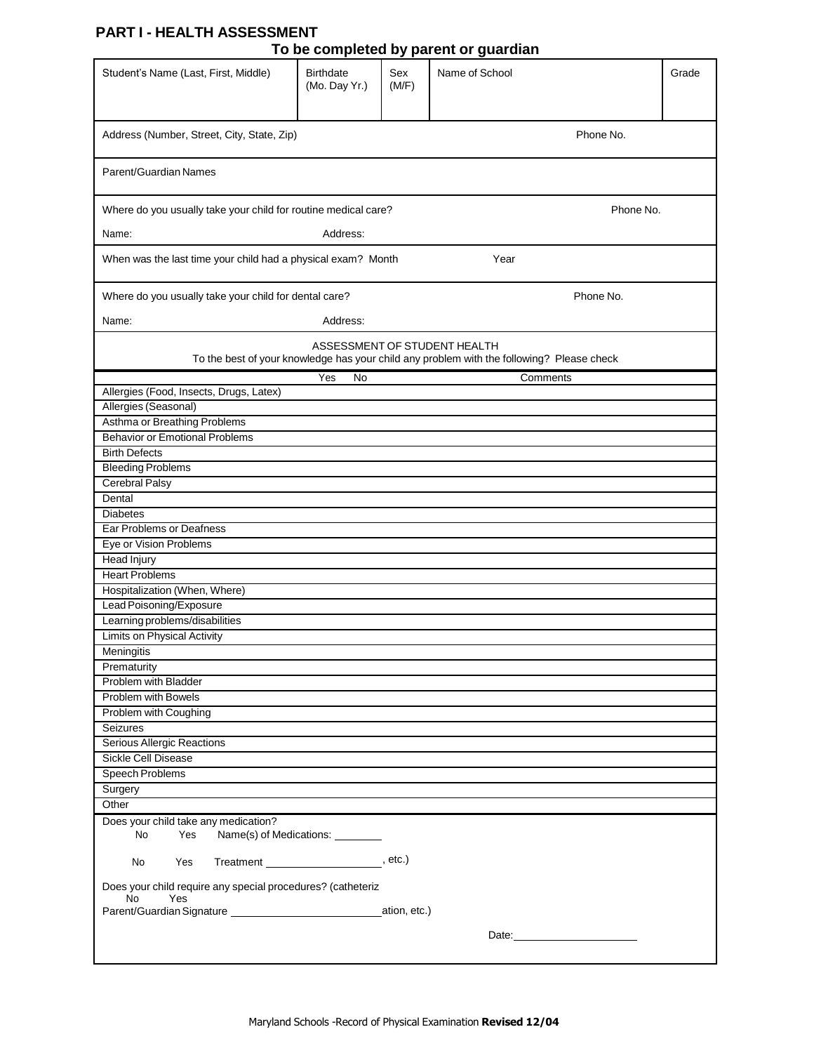## PART I - HEALTH ASSESSMENT

**To be completed by parent or guardian**

| Student's Name (Last, First, Middle) | Birthdate (Mo. Day Yr.) | Sex (M/F) | Name of School | Grade |
|---|---|---|---|---|
| | | | | |

Address (Number, Street, City, State, Zip) Phone No.

Parent/Guardian Names

Where do you usually take your child for routine medical care? Phone No.

Name: Address:

When was the last time your child had a physical exam? Month Year

Where do you usually take your child for dental care? Phone No.

Name: Address:

ASSESSMENT OF STUDENT HEALTH

To the best of your knowledge has your child any problem with the following? Please check

| | Yes | No | Comments |
|---|---|---|---|
| Allergies (Food, Insects, Drugs, Latex) | | | |
| Allergies (Seasonal) | | | |
| Asthma or Breathing Problems | | | |
| Behavior or Emotional Problems | | | |
| Birth Defects | | | |
| Bleeding Problems | | | |
| Cerebral Palsy | | | |
| Dental | | | |
| Diabetes | | | |
| Ear Problems or Deafness | | | |
| Eye or Vision Problems | | | |
| Head Injury | | | |
| Heart Problems | | | |
| Hospitalization (When, Where) | | | |
| Lead Poisoning/Exposure | | | |
| Learning problems/disabilities | | | |
| Limits on Physical Activity | | | |
| Meningitis | | | |
| Prematurity | | | |
| Problem with Bladder | | | |
| Problem with Bowels | | | |
| Problem with Coughing | | | |
| Seizures | | | |
| Serious Allergic Reactions | | | |
| Sickle Cell Disease | | | |
| Speech Problems | | | |
| Surgery | | | |
| Other | | | |

Does your child take any medication?

No Yes Name(s) of Medications: ________

No Yes Treatment ____________________, etc.)

Does your child require any special procedures? (catheteriz

No Yes

Parent/Guardian Signature __________________________ation, etc.)

Date: ____________________

Maryland Schools -Record of Physical Examination **Revised 12/04**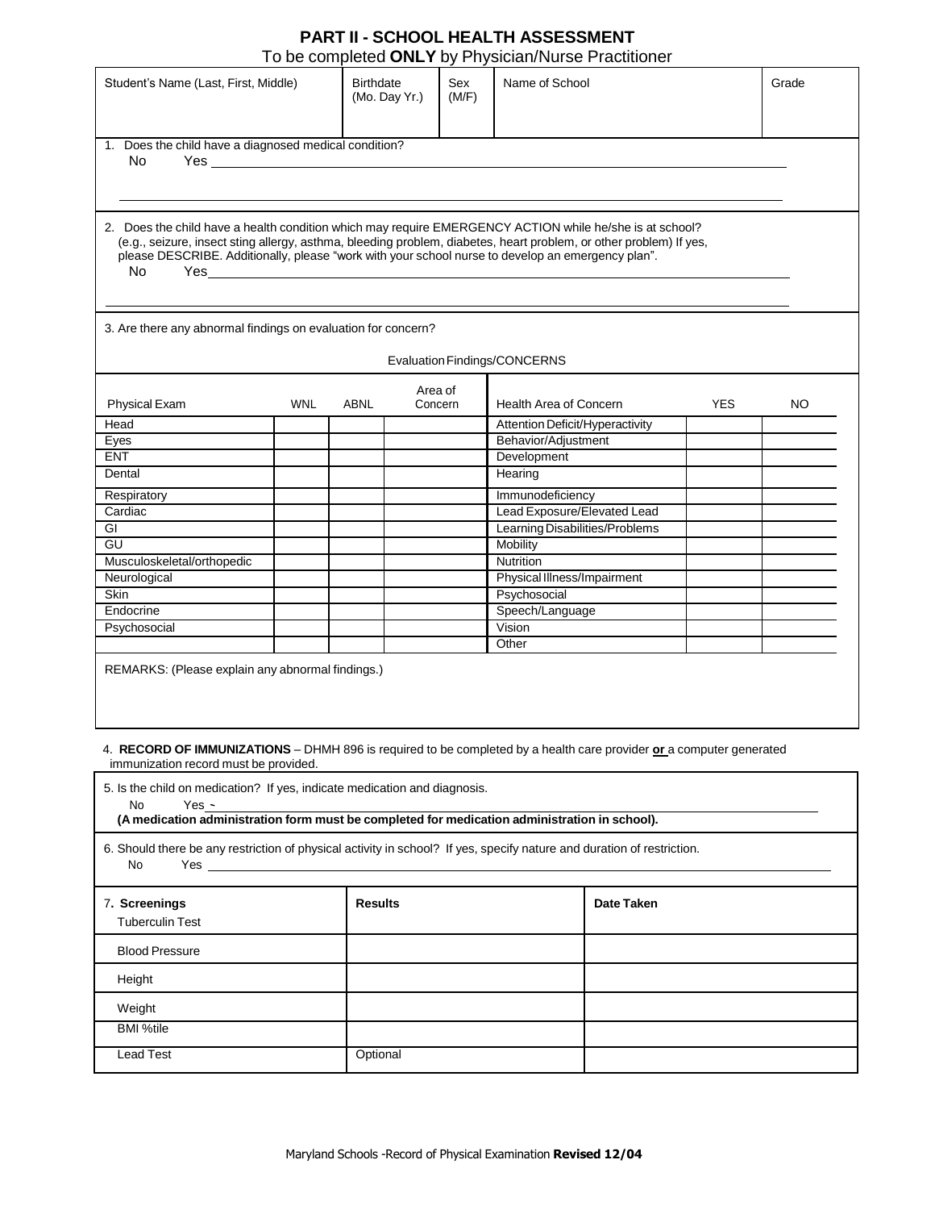# PART II - SCHOOL HEALTH ASSESSMENT

To be completed **ONLY** by Physician/Nurse Practitioner

| Student's Name (Last, First, Middle) | Birthdate (Mo. Day Yr.) | Sex (M/F) | Name of School | Grade |
|---|---|---|---|---|
| | | | | |

1. Does the child have a diagnosed medical condition?
   No Yes ______________________________________________

2. Does the child have a health condition which may require EMERGENCY ACTION while he/she is at school? (e.g., seizure, insect sting allergy, asthma, bleeding problem, diabetes, heart problem, or other problem) If yes, please DESCRIBE. Additionally, please "work with your school nurse to develop an emergency plan".
   No Yes ______________________________________________

3. Are there any abnormal findings on evaluation for concern?

Evaluation Findings/CONCERNS

| Physical Exam | WNL | ABNL | Area of Concern | Health Area of Concern | YES | NO |
|---|---|---|---|---|---|---|
| Head | | | | Attention Deficit/Hyperactivity | | |
| Eyes | | | | Behavior/Adjustment | | |
| ENT | | | | Development | | |
| Dental | | | | Hearing | | |
| Respiratory | | | | Immunodeficiency | | |
| Cardiac | | | | Lead Exposure/Elevated Lead | | |
| GI | | | | Learning Disabilities/Problems | | |
| GU | | | | Mobility | | |
| Musculoskeletal/orthopedic | | | | Nutrition | | |
| Neurological | | | | Physical Illness/Impairment | | |
| Skin | | | | Psychosocial | | |
| Endocrine | | | | Speech/Language | | |
| Psychosocial | | | | Vision | | |
| | | | | Other | | |

REMARKS: (Please explain any abnormal findings.)

4. **RECORD OF IMMUNIZATIONS** – DHMH 896 is required to be completed by a health care provider **or** a computer generated immunization record must be provided.

5. Is the child on medication? If yes, indicate medication and diagnosis.
   No Yes ______________________________________________
   **(A medication administration form must be completed for medication administration in school).**

6. Should there be any restriction of physical activity in school? If yes, specify nature and duration of restriction.
   No Yes ______________________________________________

| 7. **Screenings** | **Results** | **Date Taken** |
|---|---|---|
| Tuberculin Test | | |
| Blood Pressure | | |
| Height | | |
| Weight | | |
| BMI %tile | | |
| Lead Test | Optional | |

Maryland Schools -Record of Physical Examination **Revised 12/04**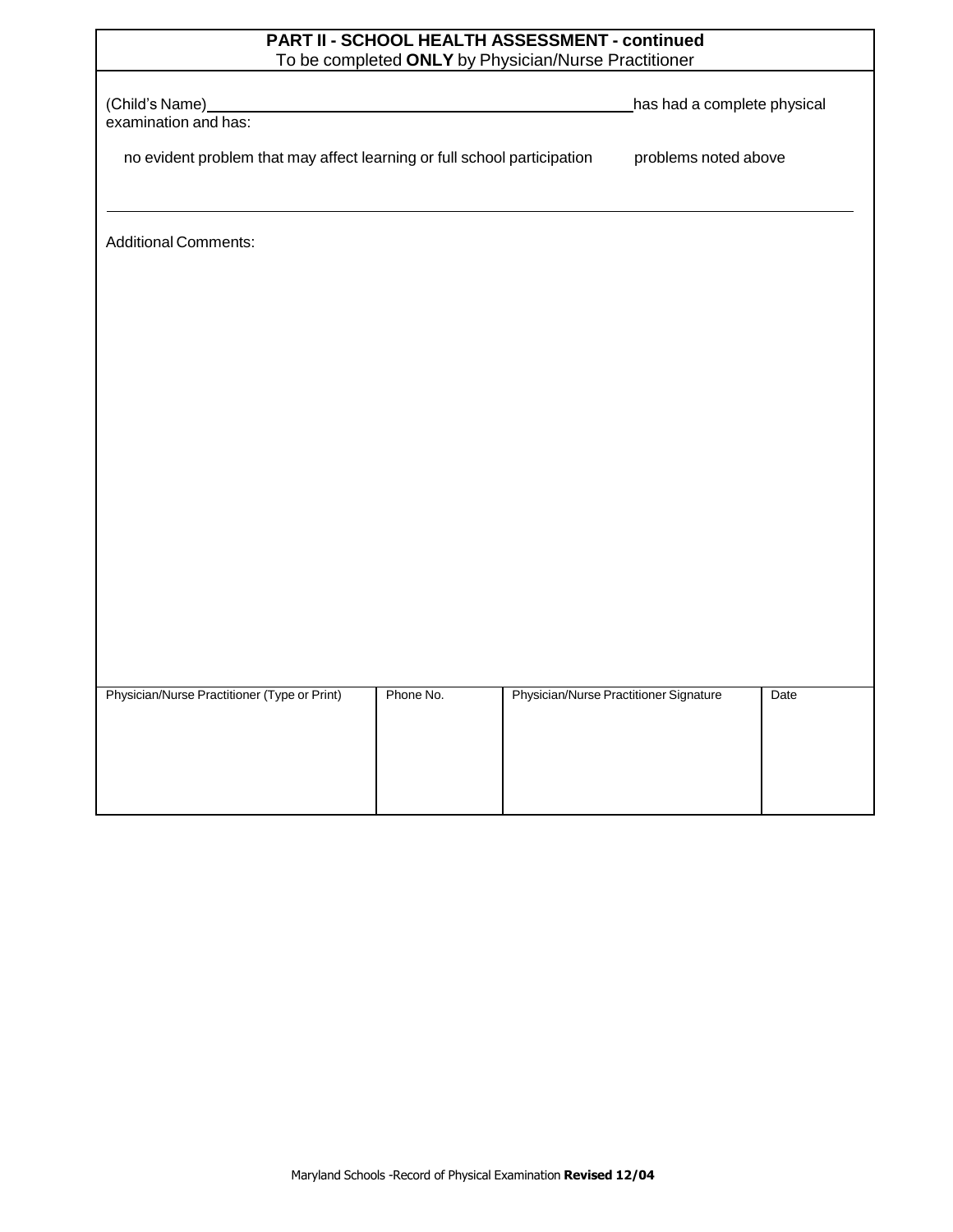**PART II - SCHOOL HEALTH ASSESSMENT - continued**
To be completed **ONLY** by Physician/Nurse Practitioner

(Child's Name)\_\_\_\_\_\_\_\_\_\_\_\_\_\_\_\_\_\_\_\_\_\_\_\_\_\_\_\_\_\_\_\_\_\_\_\_\_\_\_\_\_\_\_\_\_\_\_\_\_\_ has had a complete physical examination and has:

no evident problem that may affect learning or full school participation    problems noted above

Additional Comments:

| Physician/Nurse Practitioner (Type or Print) | Phone No. | Physician/Nurse Practitioner Signature | Date |
|---|---|---|---|
| | | | |

Maryland Schools -Record of Physical Examination **Revised 12/04**